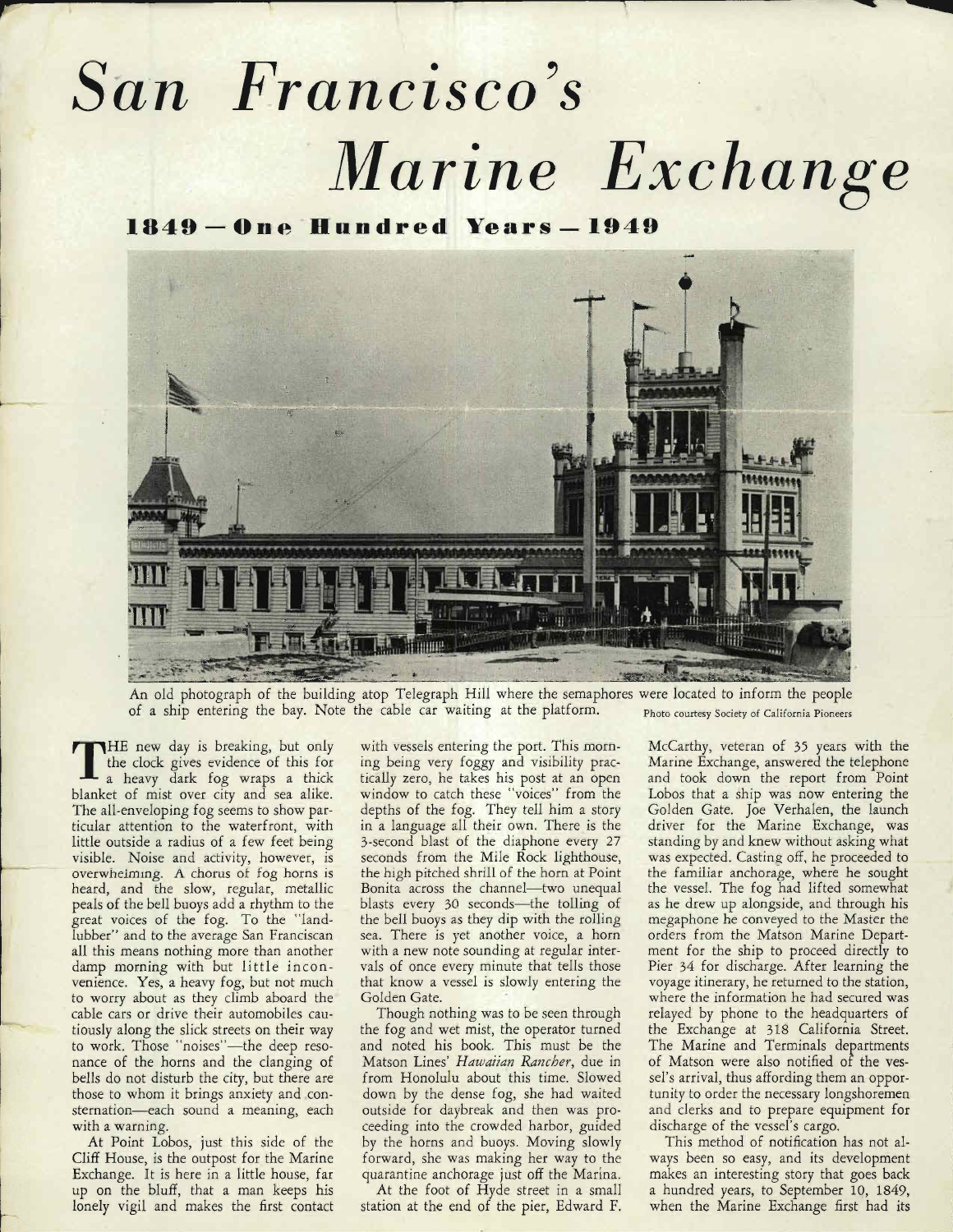# San Francisco's Marine Exchange

## 1849 — One Hundred Years — 1949

An old photograph of the building atop Telegraph Hill where the semaphores were located to inform the people of a ship entering the bay. Note the cable car waiting at the platform. Photo courtesy Society of California Pioneers

THE new day is breaking, but only the clock gives evidence of this for a heavy dark fog wraps a thick blanket of mist over city and sea alike. The all-enveloping fog seems to show particular attention to the waterfront, with little outside a radius of a few feet being visible. Noise and activity, however, is overwhelming. A chorus of fog horns is heard, and the slow, regular, metallic peals of the bell buoys add a rhythm to the great voices of the fog. To the "landlubber" and to the average San Franciscan all this means nothing more than another damp morning with but little inconvenience. Yes, a heavy fog, but not much to worry about as they climb aboard the cable cars or drive their automobiles cautiously along the slick streets on their way to work. Those "noises"—the deep resonance of the horns and the clanging of bells do not disturb the city, but there are those to whom it brings anxiety and consternation—each sound a meaning, each with a warning.

At Point Lobos, just this side of the Cliff House, is the outpost for the Marine Exchange. It is here in a little house, far up on the bluff, that a man keeps his lonely vigil and makes the first contact with vessels entering the port. This morning being very foggy and visibility practically zero, he takes his post at an open window to catch these "voices" from the depths of the fog. They tell him a story in a language all their own. There is the 3-second blast of the diaphone every 27 seconds from the Mile Rock lighthouse, the high pitched shrill of the horn at Point Bonita across the channel—two unequal blasts every 30 seconds—the tolling of the bell buoys as they dip with the rolling sea. There is yet another voice, a horn with a new note sounding at regular intervals of once every minute that tells those that know a vessel is slowly entering the Golden Gate.

Though nothing was to be seen through the fog and wet mist, the operator turned and noted his book. This must be the Matson Lines' *Hawaiian Rancher*, due in from Honolulu about this time. Slowed down by the dense fog, she had waited outside for daybreak and then was proceeding into the crowded harbor, guided by the horns and buoys. Moving slowly forward, she was making her way to the quarantine anchorage just off the Marina.

At the foot of Hyde street in a small station at the end of the pier, Edward F. McCarthy, veteran of 35 years with the Marine Exchange, answered the telephone and took down the report from Point Lobos that a ship was now entering the Golden Gate. Joe Verhalen, the launch driver for the Marine Exchange, was standing by and knew without asking what was expected. Casting off, he proceeded to the familiar anchorage, where he sought the vessel. The fog had lifted somewhat as he drew up alongside, and through his megaphone he conveyed to the Master the orders from the Matson Marine Department for the ship to proceed directly to Pier 34 for discharge. After learning the voyage itinerary, he returned to the station, where the information he had secured was relayed by phone to the headquarters of the Exchange at 318 California Street. The Marine and Terminals departments of Matson were also notified of the vessel's arrival, thus affording them an opportunity to order the necessary longshoremen and clerks and to prepare equipment for discharge of the vessel's cargo.

This method of notification has not always been so easy, and its development makes an interesting story that goes back a hundred years, to September 10, 1849, when the Marine Exchange first had its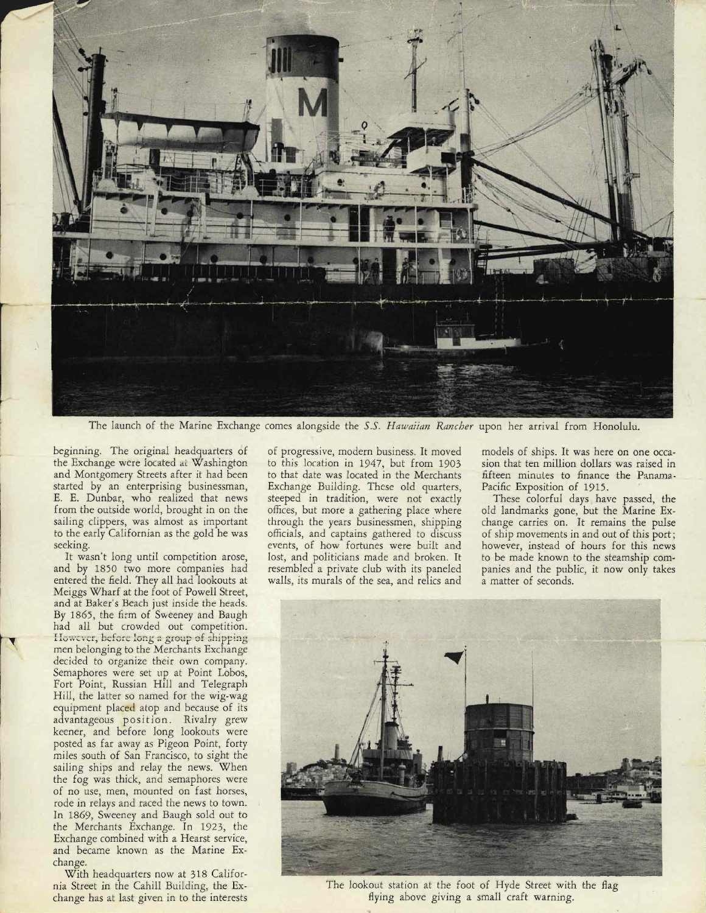The launch of the Marine Exchange comes alongside the *S.S. Hawaiian Rancher* upon her arrival from Honolulu.

beginning. The original headquarters of the Exchange were located at Washington and Montgomery Streets after it had been started by an enterprising businessman, E. E. Dunbar, who realized that news from the outside world, brought in on the sailing clippers, was almost as important to the early Californian as the gold he was seeking.

It wasn't long until competition arose, and by 1850 two more companies had entered the field. They all had lookouts at Meiggs Wharf at the foot of Powell Street, and at Baker's Beach just inside the heads. By 1865, the firm of Sweeney and Baugh had all but crowded out competition. However, before long a group of shipping men belonging to the Merchants Exchange decided to organize their own company. Semaphores were set up at Point Lobos, Fort Point, Russian Hill and Telegraph Hill, the latter so named for the wig-wag equipment placed atop and because of its advantageous position. Rivalry grew keener, and before long lookouts were posted as far away as Pigeon Point, forty miles south of San Francisco, to sight the sailing ships and relay the news. When the fog was thick, and semaphores were of no use, men, mounted on fast horses, rode in relays and raced the news to town. In 1869, Sweeney and Baugh sold out to the Merchants Exchange. In 1923, the Exchange combined with a Hearst service, and became known as the Marine Exchange.

With headquarters now at 318 California Street in the Cahill Building, the Exchange has at last given in to the interests of progressive, modern business. It moved to this location in 1947, but from 1903 to that date was located in the Merchants Exchange Building. These old quarters, steeped in tradition, were not exactly offices, but more a gathering place where through the years businessmen, shipping officials, and captains gathered to discuss events, of how fortunes were built and lost, and politicians made and broken. It resembled a private club with its paneled walls, its murals of the sea, and relics and models of ships. It was here on one occasion that ten million dollars was raised in fifteen minutes to finance the Panama-Pacific Exposition of 1915.

These colorful days have passed, the old landmarks gone, but the Marine Exchange carries on. It remains the pulse of ship movements in and out of this port; however, instead of hours for this news to be made known to the steamship companies and the public, it now only takes a matter of seconds.

The lookout station at the foot of Hyde Street with the flag flying above giving a small craft warning.